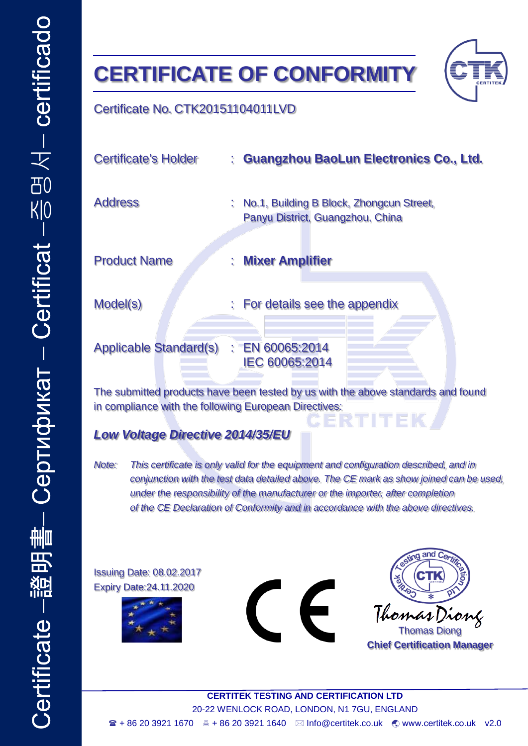Certificate –證明書– Сертификат – Certificat – 증 명 서 – certificado

# CERTIFICATE OF CONFORMITY

Certificate No. CTK20151104011LVD

| | | |
|---|---|---|
| Certificate's Holder | : | **Guangzhou BaoLun Electronics Co., Ltd.** |
| Address | : | No.1, Building B Block, Zhongcun Street, Panyu District, Guangzhou, China |
| Product Name | : | **Mixer Amplifier** |
| Model(s) | : | For details see the appendix |
| Applicable Standard(s) | : | EN 60065:2014<br>IEC 60065:2014 |

The submitted products have been tested by us with the above standards and found in compliance with the following European Directives:

***Low Voltage Directive 2014/35/EU***

*Note: This certificate is only valid for the equipment and configuration described, and in conjunction with the test data detailed above. The CE mark as show joined can be used, under the responsibility of the manufacturer or the importer, after completion of the CE Declaration of Conformity and in accordance with the above directives.*

Issuing Date: 08.02.2017
Expiry Date:24.11.2020

CE

Testing and Certification Certitek Ltd

Thomas Diong
**Chief Certification Manager**

**CERTITEK TESTING AND CERTIFICATION LTD**
20-22 WENLOCK ROAD, LONDON, N1 7GU, ENGLAND
☎ + 86 20 3921 1670 + 86 20 3921 1640 Info@certitek.co.uk www.certitek.co.uk v2.0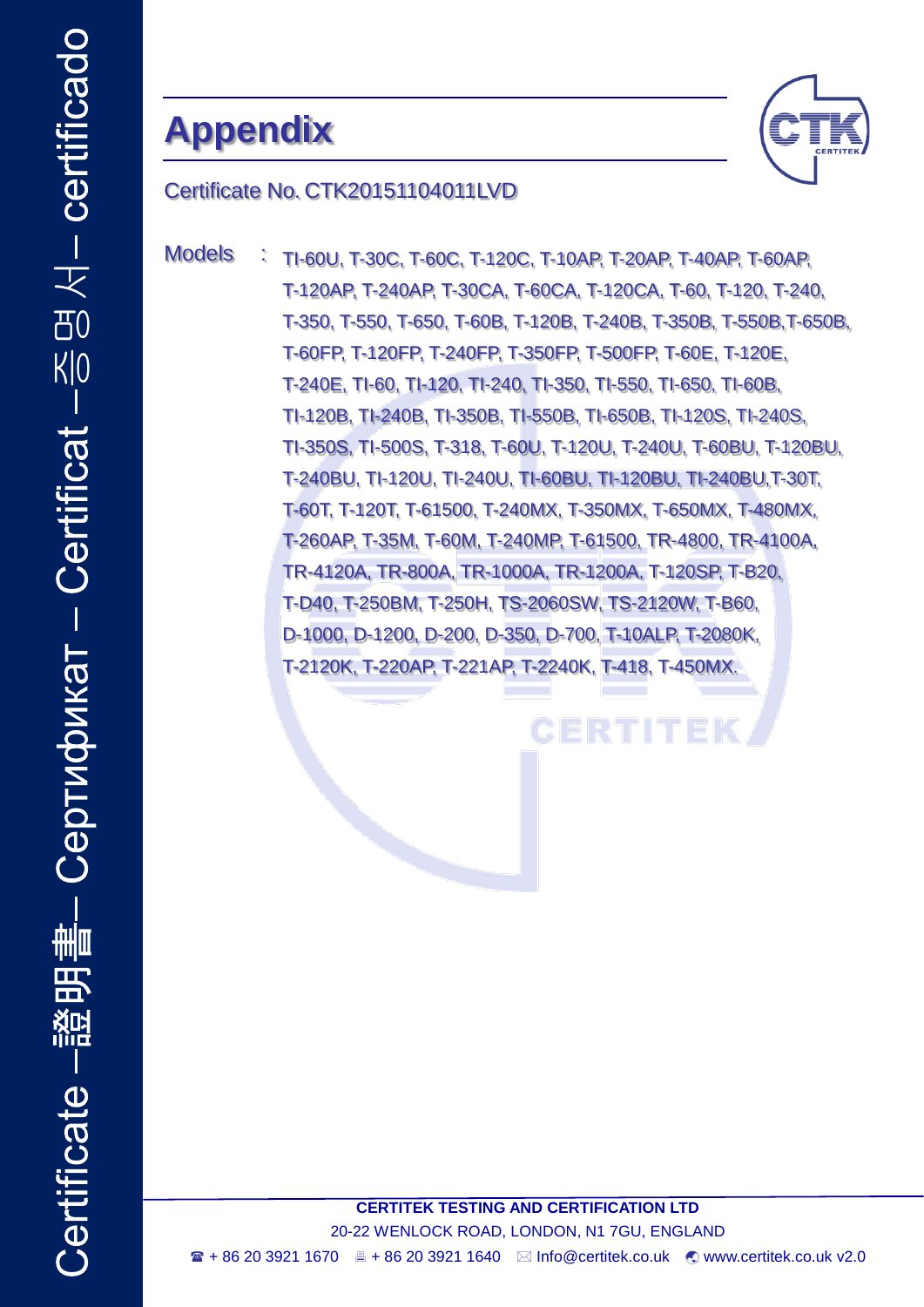# Appendix

Certificate No. CTK20151104011LVD

Models : TI-60U, T-30C, T-60C, T-120C, T-10AP, T-20AP, T-40AP, T-60AP, T-120AP, T-240AP, T-30CA, T-60CA, T-120CA, T-60, T-120, T-240, T-350, T-550, T-650, T-60B, T-120B, T-240B, T-350B, T-550B,T-650B, T-60FP, T-120FP, T-240FP, T-350FP, T-500FP, T-60E, T-120E, T-240E, TI-60, TI-120, TI-240, TI-350, TI-550, TI-650, TI-60B, TI-120B, TI-240B, TI-350B, TI-550B, TI-650B, TI-120S, TI-240S, TI-350S, TI-500S, T-318, T-60U, T-120U, T-240U, T-60BU, T-120BU, T-240BU, TI-120U, TI-240U, TI-60BU, TI-120BU, TI-240BU,T-30T, T-60T, T-120T, T-61500, T-240MX, T-350MX, T-650MX, T-480MX, T-260AP, T-35M, T-60M, T-240MP, T-61500, TR-4800, TR-4100A, TR-4120A, TR-800A, TR-1000A, TR-1200A, T-120SP, T-B20, T-D40, T-250BM, T-250H, TS-2060SW, TS-2120W, T-B60, D-1000, D-1200, D-200, D-350, D-700, T-10ALP, T-2080K, T-2120K, T-220AP, T-221AP, T-2240K, T-418, T-450MX.

**CERTITEK TESTING AND CERTIFICATION LTD**

20-22 WENLOCK ROAD, LONDON, N1 7GU, ENGLAND

☎ + 86 20 3921 1670 🖶 + 86 20 3921 1640 ✉ Info@certitek.co.uk www.certitek.co.uk v2.0